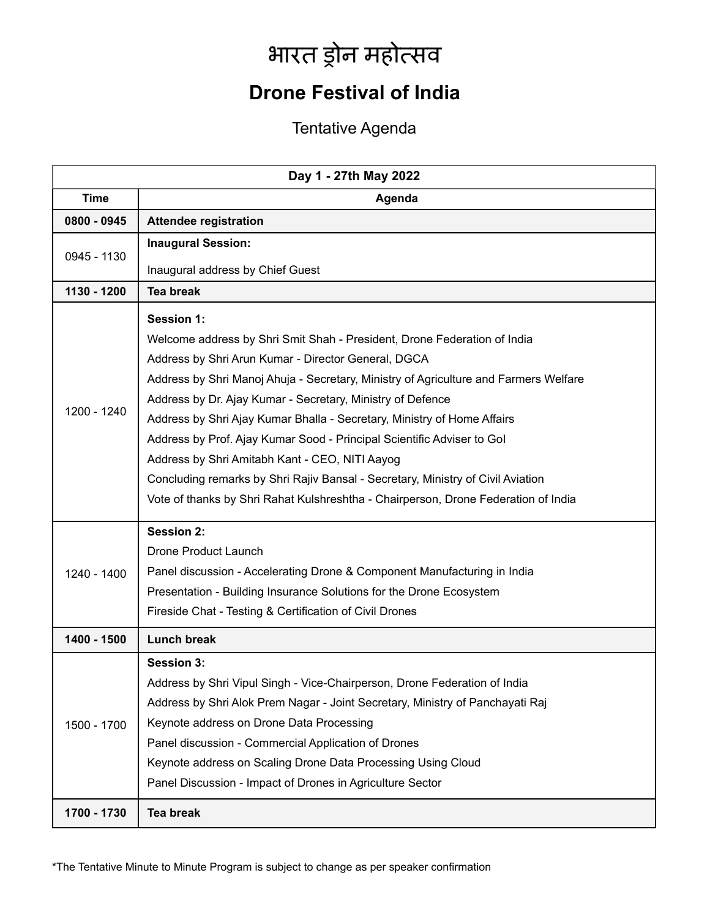# भारत ड्रोन महोत्सव

## Drone Festival of India

Tentative Agenda

| **Day 1 - 27th May 2022** | |
|---|---|
| **Time** | **Agenda** |
| **0800 - 0945** | **Attendee registration** |
| 0945 - 1130 | **Inaugural Session:**<br>Inaugural address by Chief Guest |
| **1130 - 1200** | **Tea break** |
| 1200 - 1240 | **Session 1:**<br>Welcome address by Shri Smit Shah - President, Drone Federation of India<br>Address by Shri Arun Kumar - Director General, DGCA<br>Address by Shri Manoj Ahuja - Secretary, Ministry of Agriculture and Farmers Welfare<br>Address by Dr. Ajay Kumar - Secretary, Ministry of Defence<br>Address by Shri Ajay Kumar Bhalla - Secretary, Ministry of Home Affairs<br>Address by Prof. Ajay Kumar Sood - Principal Scientific Adviser to GoI<br>Address by Shri Amitabh Kant - CEO, NITI Aayog<br>Concluding remarks by Shri Rajiv Bansal - Secretary, Ministry of Civil Aviation<br>Vote of thanks by Shri Rahat Kulshreshtha - Chairperson, Drone Federation of India |
| 1240 - 1400 | **Session 2:**<br>Drone Product Launch<br>Panel discussion - Accelerating Drone & Component Manufacturing in India<br>Presentation - Building Insurance Solutions for the Drone Ecosystem<br>Fireside Chat - Testing & Certification of Civil Drones |
| **1400 - 1500** | **Lunch break** |
| 1500 - 1700 | **Session 3:**<br>Address by Shri Vipul Singh - Vice-Chairperson, Drone Federation of India<br>Address by Shri Alok Prem Nagar - Joint Secretary, Ministry of Panchayati Raj<br>Keynote address on Drone Data Processing<br>Panel discussion - Commercial Application of Drones<br>Keynote address on Scaling Drone Data Processing Using Cloud<br>Panel Discussion - Impact of Drones in Agriculture Sector |
| **1700 - 1730** | **Tea break** |

*The Tentative Minute to Minute Program is subject to change as per speaker confirmation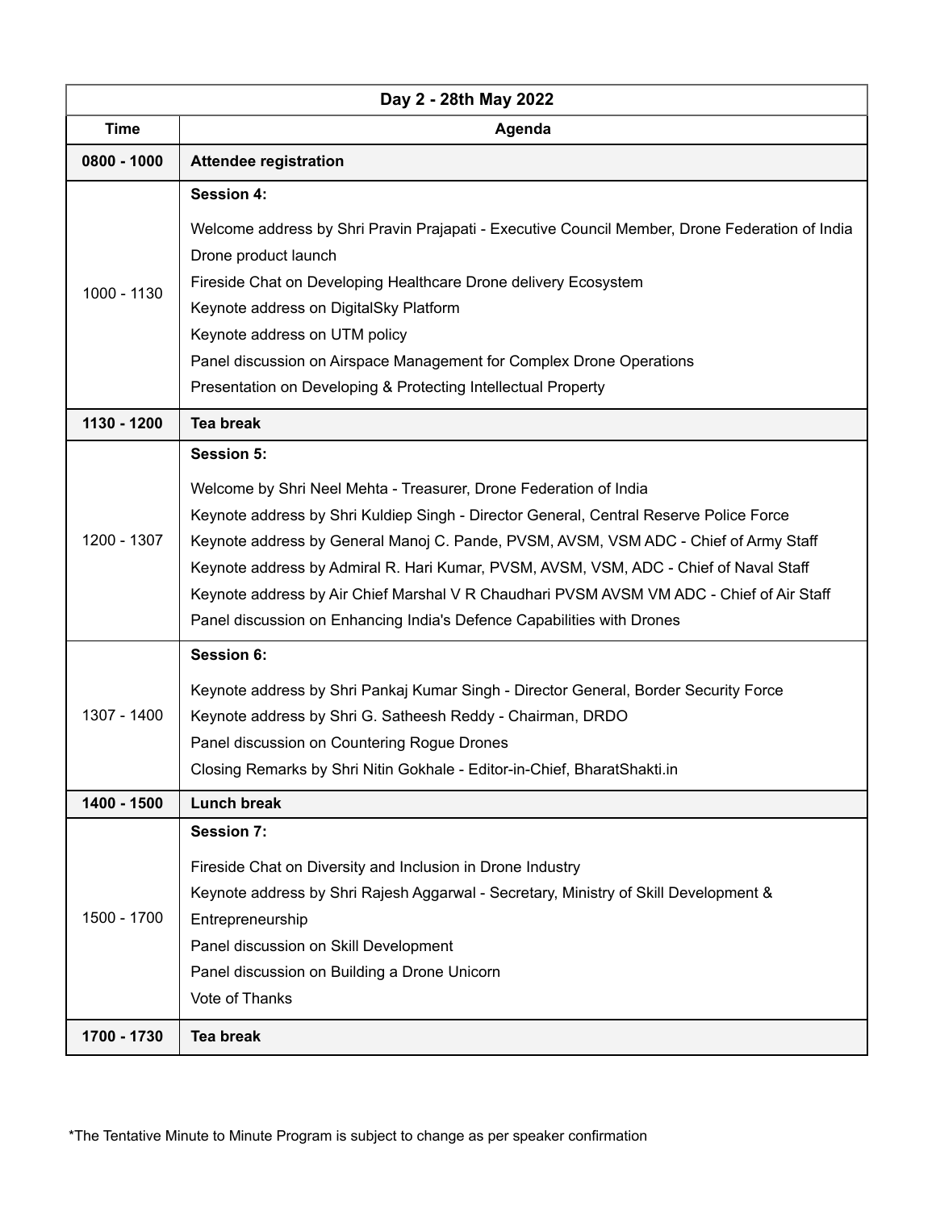| Day 2 - 28th May 2022 | |
|---|---|
| **Time** | **Agenda** |
| **0800 - 1000** | **Attendee registration** |
| 1000 - 1130 | **Session 4:**<br><br>Welcome address by Shri Pravin Prajapati - Executive Council Member, Drone Federation of India<br>Drone product launch<br>Fireside Chat on Developing Healthcare Drone delivery Ecosystem<br>Keynote address on DigitalSky Platform<br>Keynote address on UTM policy<br>Panel discussion on Airspace Management for Complex Drone Operations<br>Presentation on Developing & Protecting Intellectual Property |
| **1130 - 1200** | **Tea break** |
| 1200 - 1307 | **Session 5:**<br><br>Welcome by Shri Neel Mehta - Treasurer, Drone Federation of India<br>Keynote address by Shri Kuldiep Singh - Director General, Central Reserve Police Force<br>Keynote address by General Manoj C. Pande, PVSM, AVSM, VSM ADC - Chief of Army Staff<br>Keynote address by Admiral R. Hari Kumar, PVSM, AVSM, VSM, ADC - Chief of Naval Staff<br>Keynote address by Air Chief Marshal V R Chaudhari PVSM AVSM VM ADC - Chief of Air Staff<br>Panel discussion on Enhancing India's Defence Capabilities with Drones |
| 1307 - 1400 | **Session 6:**<br><br>Keynote address by Shri Pankaj Kumar Singh - Director General, Border Security Force<br>Keynote address by Shri G. Satheesh Reddy - Chairman, DRDO<br>Panel discussion on Countering Rogue Drones<br>Closing Remarks by Shri Nitin Gokhale - Editor-in-Chief, BharatShakti.in |
| **1400 - 1500** | **Lunch break** |
| 1500 - 1700 | **Session 7:**<br><br>Fireside Chat on Diversity and Inclusion in Drone Industry<br>Keynote address by Shri Rajesh Aggarwal - Secretary, Ministry of Skill Development & Entrepreneurship<br>Panel discussion on Skill Development<br>Panel discussion on Building a Drone Unicorn<br>Vote of Thanks |
| **1700 - 1730** | **Tea break** |

*The Tentative Minute to Minute Program is subject to change as per speaker confirmation